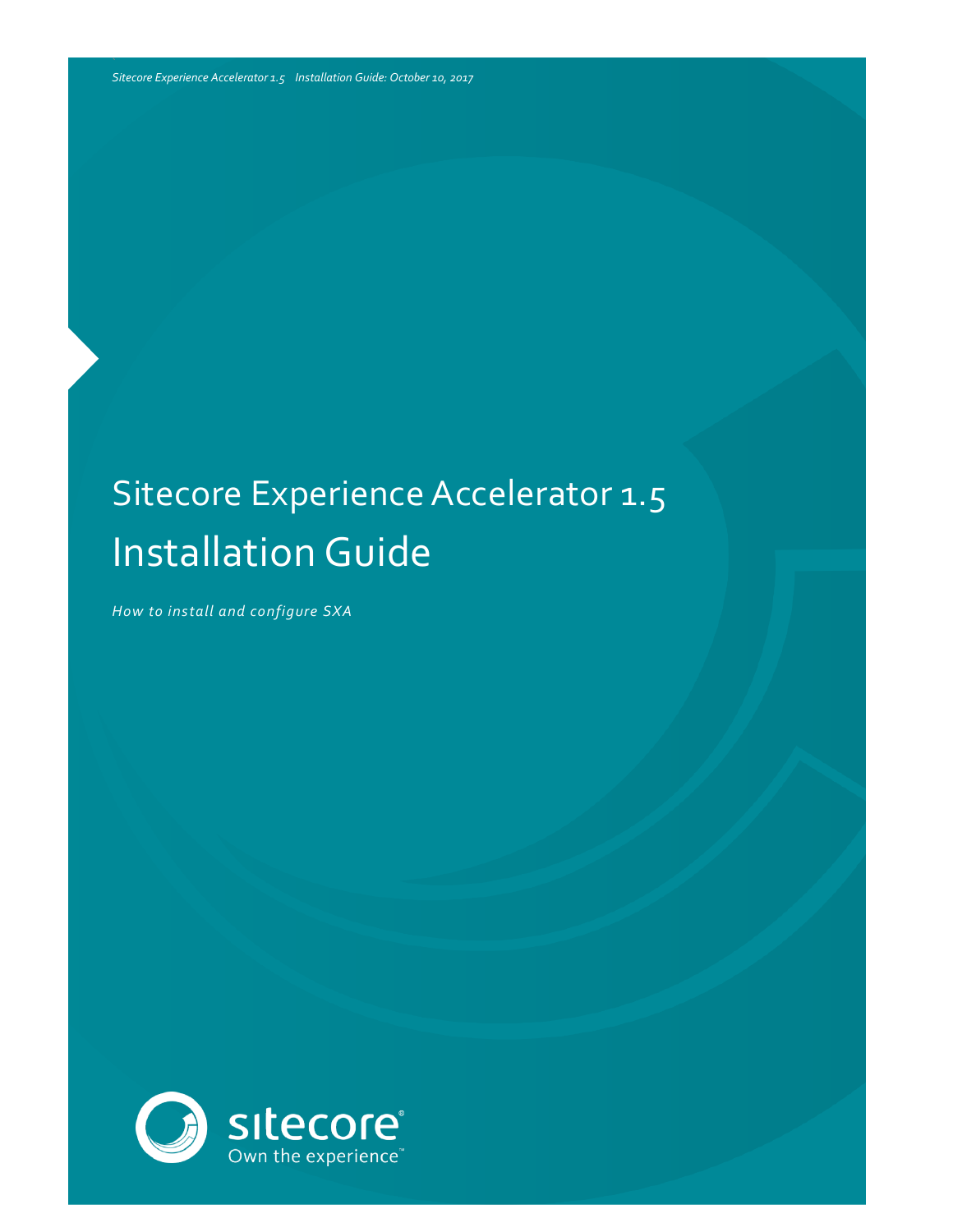Sitecore Experience Accelerator 1.5 Installation Guide: October 10, 2017

# Sitecore Experience Accelerator 1.5
# Installation Guide

*How to install and configure SXA*

sitecore®
Own the experience™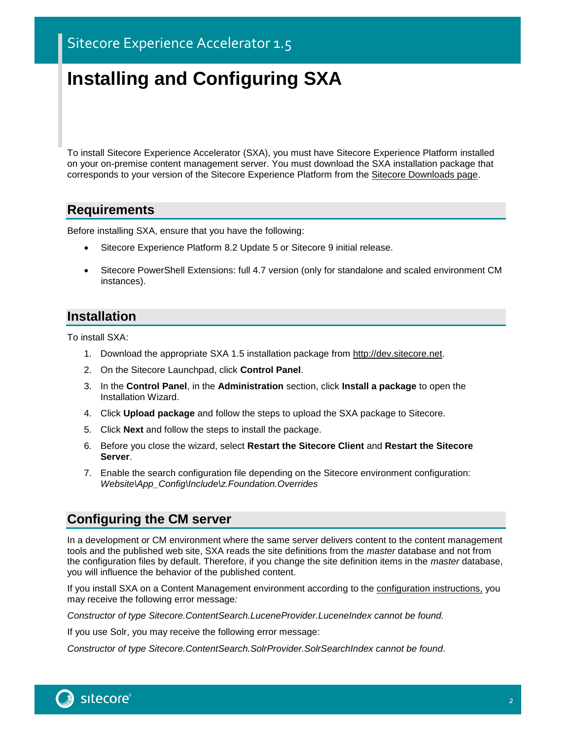# Installing and Configuring SXA

To install Sitecore Experience Accelerator (SXA), you must have Sitecore Experience Platform installed on your on-premise content management server. You must download the SXA installation package that corresponds to your version of the Sitecore Experience Platform from the Sitecore Downloads page.

## Requirements

Before installing SXA, ensure that you have the following:

- Sitecore Experience Platform 8.2 Update 5 or Sitecore 9 initial release.
- Sitecore PowerShell Extensions: full 4.7 version (only for standalone and scaled environment CM instances).

## Installation

To install SXA:

1. Download the appropriate SXA 1.5 installation package from http://dev.sitecore.net.
2. On the Sitecore Launchpad, click **Control Panel**.
3. In the **Control Panel**, in the **Administration** section, click **Install a package** to open the Installation Wizard.
4. Click **Upload package** and follow the steps to upload the SXA package to Sitecore.
5. Click **Next** and follow the steps to install the package.
6. Before you close the wizard, select **Restart the Sitecore Client** and **Restart the Sitecore Server**.
7. Enable the search configuration file depending on the Sitecore environment configuration: *Website\App_Config\Include\z.Foundation.Overrides*

## Configuring the CM server

In a development or CM environment where the same server delivers content to the content management tools and the published web site, SXA reads the site definitions from the *master* database and not from the configuration files by default. Therefore, if you change the site definition items in the *master* database, you will influence the behavior of the published content.

If you install SXA on a Content Management environment according to the configuration instructions, you may receive the following error message:

*Constructor of type Sitecore.ContentSearch.LuceneProvider.LuceneIndex cannot be found.*

If you use Solr, you may receive the following error message:

*Constructor of type Sitecore.ContentSearch.SolrProvider.SolrSearchIndex cannot be found.*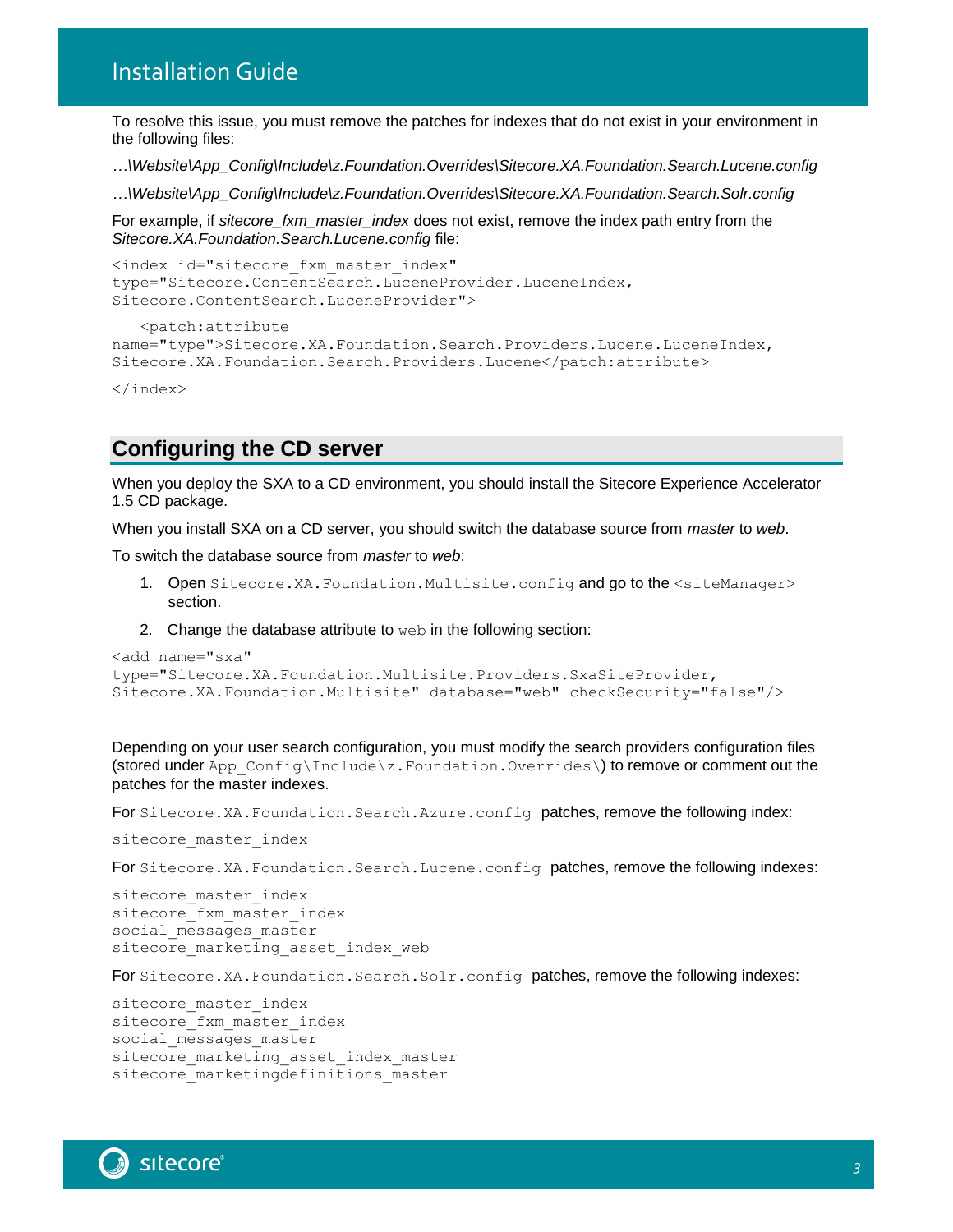To resolve this issue, you must remove the patches for indexes that do not exist in your environment in the following files:

*…\Website\App_Config\Include\z.Foundation.Overrides\Sitecore.XA.Foundation.Search.Lucene.config*

*…\Website\App_Config\Include\z.Foundation.Overrides\Sitecore.XA.Foundation.Search.Solr.config*

For example, if *sitecore_fxm_master_index* does not exist, remove the index path entry from the *Sitecore.XA.Foundation.Search.Lucene.config* file:

```
<index id="sitecore_fxm_master_index"
type="Sitecore.ContentSearch.LuceneProvider.LuceneIndex,
Sitecore.ContentSearch.LuceneProvider">

   <patch:attribute
name="type">Sitecore.XA.Foundation.Search.Providers.Lucene.LuceneIndex,
Sitecore.XA.Foundation.Search.Providers.Lucene</patch:attribute>

</index>
```

## Configuring the CD server

When you deploy the SXA to a CD environment, you should install the Sitecore Experience Accelerator 1.5 CD package.

When you install SXA on a CD server, you should switch the database source from *master* to *web*.

To switch the database source from *master* to *web*:

1. Open `Sitecore.XA.Foundation.Multisite.config` and go to the `<siteManager>` section.
2. Change the database attribute to `web` in the following section:

```
<add name="sxa"
type="Sitecore.XA.Foundation.Multisite.Providers.SxaSiteProvider,
Sitecore.XA.Foundation.Multisite" database="web" checkSecurity="false"/>
```

Depending on your user search configuration, you must modify the search providers configuration files (stored under `App_Config\Include\z.Foundation.Overrides\`) to remove or comment out the patches for the master indexes.

For `Sitecore.XA.Foundation.Search.Azure.config` patches, remove the following index:

```
sitecore_master_index
```

For `Sitecore.XA.Foundation.Search.Lucene.config` patches, remove the following indexes:

```
sitecore_master_index
sitecore_fxm_master_index
social_messages_master
sitecore_marketing_asset_index_web
```

For `Sitecore.XA.Foundation.Search.Solr.config` patches, remove the following indexes:

```
sitecore_master_index
sitecore_fxm_master_index
social_messages_master
sitecore_marketing_asset_index_master
sitecore_marketingdefinitions_master
```